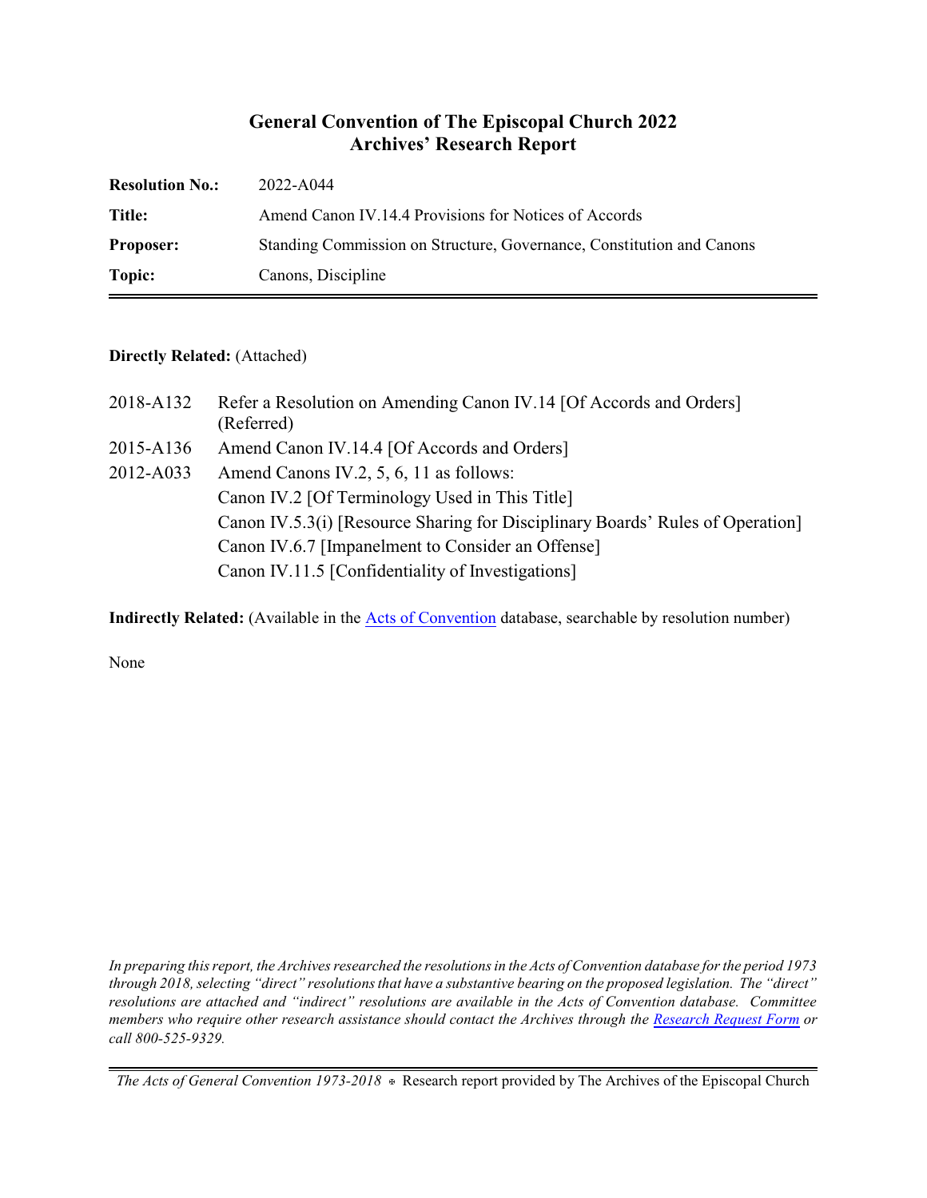# General Convention of The Episcopal Church 2022
## Archives' Research Report

| | |
|---|---|
| **Resolution No.:** | 2022-A044 |
| **Title:** | Amend Canon IV.14.4 Provisions for Notices of Accords |
| **Proposer:** | Standing Commission on Structure, Governance, Constitution and Canons |
| **Topic:** | Canons, Discipline |

**Directly Related:** (Attached)

| | |
|---|---|
| 2018-A132 | Refer a Resolution on Amending Canon IV.14 [Of Accords and Orders] (Referred) |
| 2015-A136 | Amend Canon IV.14.4 [Of Accords and Orders] |
| 2012-A033 | Amend Canons IV.2, 5, 6, 11 as follows:<br>Canon IV.2 [Of Terminology Used in This Title]<br>Canon IV.5.3(i) [Resource Sharing for Disciplinary Boards' Rules of Operation]<br>Canon IV.6.7 [Impanelment to Consider an Offense]<br>Canon IV.11.5 [Confidentiality of Investigations] |

**Indirectly Related:** (Available in the Acts of Convention database, searchable by resolution number)

None

*In preparing this report, the Archives researched the resolutions in the Acts of Convention database for the period 1973 through 2018, selecting "direct" resolutions that have a substantive bearing on the proposed legislation. The "direct" resolutions are attached and "indirect" resolutions are available in the Acts of Convention database. Committee members who require other research assistance should contact the Archives through the Research Request Form or call 800-525-9329.*

*The Acts of General Convention 1973-2018* ⊕ Research report provided by The Archives of the Episcopal Church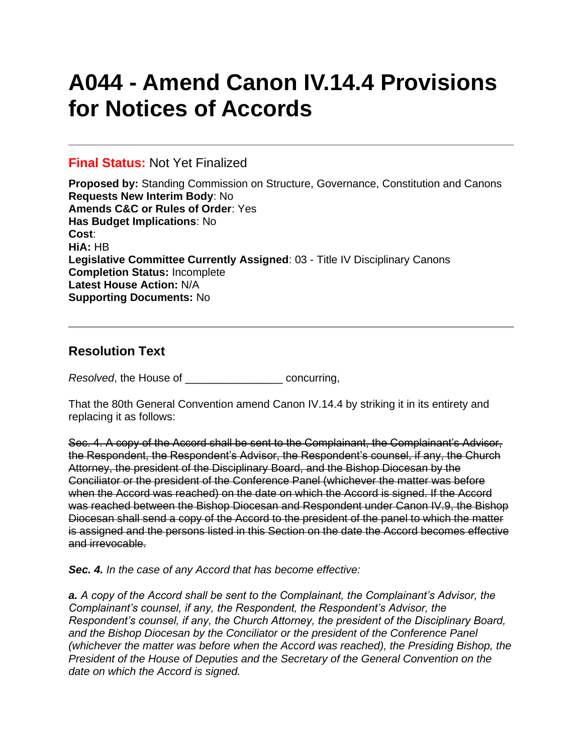# A044 - Amend Canon IV.14.4 Provisions for Notices of Accords

---

**Final Status:** Not Yet Finalized

**Proposed by:** Standing Commission on Structure, Governance, Constitution and Canons
**Requests New Interim Body**: No
**Amends C&C or Rules of Order**: Yes
**Has Budget Implications**: No
**Cost**:
**HiA:** HB
**Legislative Committee Currently Assigned**: 03 - Title IV Disciplinary Canons
**Completion Status:** Incomplete
**Latest House Action:** N/A
**Supporting Documents:** No

---

## Resolution Text

*Resolved*, the House of _______________ concurring,

That the 80th General Convention amend Canon IV.14.4 by striking it in its entirety and replacing it as follows:

~~Sec. 4. A copy of the Accord shall be sent to the Complainant, the Complainant's Advisor, the Respondent, the Respondent's Advisor, the Respondent's counsel, if any, the Church Attorney, the president of the Disciplinary Board, and the Bishop Diocesan by the Conciliator or the president of the Conference Panel (whichever the matter was before when the Accord was reached) on the date on which the Accord is signed. If the Accord was reached between the Bishop Diocesan and Respondent under Canon IV.9, the Bishop Diocesan shall send a copy of the Accord to the president of the panel to which the matter is assigned and the persons listed in this Section on the date the Accord becomes effective and irrevocable.~~

***Sec. 4.*** *In the case of any Accord that has become effective:*

***a.*** *A copy of the Accord shall be sent to the Complainant, the Complainant's Advisor, the Complainant's counsel, if any, the Respondent, the Respondent's Advisor, the Respondent's counsel, if any, the Church Attorney, the president of the Disciplinary Board, and the Bishop Diocesan by the Conciliator or the president of the Conference Panel (whichever the matter was before when the Accord was reached), the Presiding Bishop, the President of the House of Deputies and the Secretary of the General Convention on the date on which the Accord is signed.*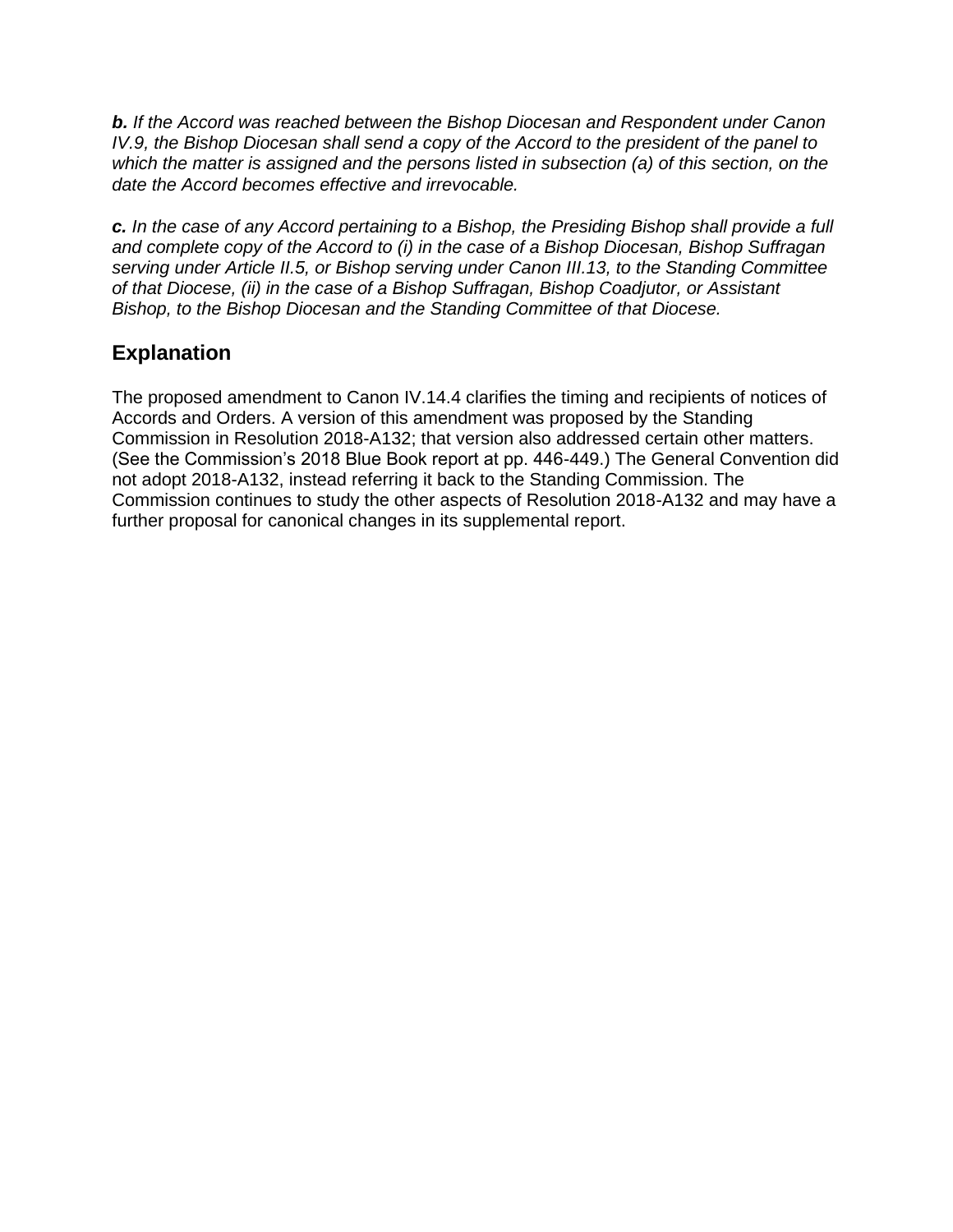***b.*** *If the Accord was reached between the Bishop Diocesan and Respondent under Canon IV.9, the Bishop Diocesan shall send a copy of the Accord to the president of the panel to which the matter is assigned and the persons listed in subsection (a) of this section, on the date the Accord becomes effective and irrevocable.*

***c.*** *In the case of any Accord pertaining to a Bishop, the Presiding Bishop shall provide a full and complete copy of the Accord to (i) in the case of a Bishop Diocesan, Bishop Suffragan serving under Article II.5, or Bishop serving under Canon III.13, to the Standing Committee of that Diocese, (ii) in the case of a Bishop Suffragan, Bishop Coadjutor, or Assistant Bishop, to the Bishop Diocesan and the Standing Committee of that Diocese.*

## Explanation

The proposed amendment to Canon IV.14.4 clarifies the timing and recipients of notices of Accords and Orders. A version of this amendment was proposed by the Standing Commission in Resolution 2018-A132; that version also addressed certain other matters. (See the Commission's 2018 Blue Book report at pp. 446-449.) The General Convention did not adopt 2018-A132, instead referring it back to the Standing Commission. The Commission continues to study the other aspects of Resolution 2018-A132 and may have a further proposal for canonical changes in its supplemental report.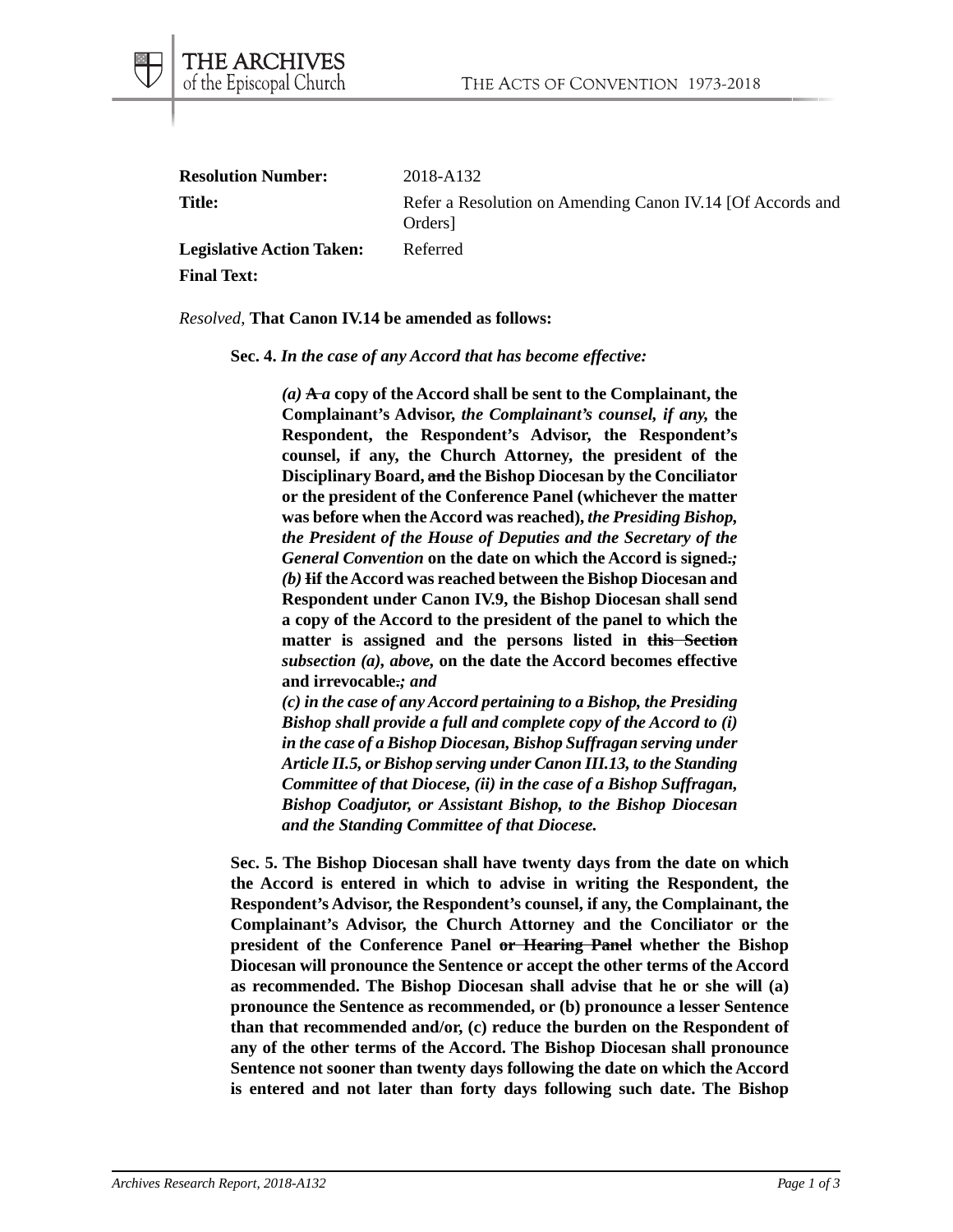**Resolution Number:** 2018-A132

**Title:** Refer a Resolution on Amending Canon IV.14 [Of Accords and Orders]

**Legislative Action Taken:** Referred

**Final Text:**

*Resolved,* **That Canon IV.14 be amended as follows:**

**Sec. 4.** ***In the case of any Accord that has become effective:***

> ***(a)*** **~~A~~** ***a*** **copy of the Accord shall be sent to the Complainant, the Complainant's Advisor,** ***the Complainant's counsel, if any,*** **the Respondent, the Respondent's Advisor, the Respondent's counsel, if any, the Church Attorney, the president of the Disciplinary Board, ~~and~~ the Bishop Diocesan by the Conciliator or the president of the Conference Panel (whichever the matter was before when the Accord was reached),** ***the Presiding Bishop, the President of the House of Deputies and the Secretary of the General Convention*** **on the date on which the Accord is signed~~.~~*;*** ***(b)*** **~~I~~if the Accord was reached between the Bishop Diocesan and Respondent under Canon IV.9, the Bishop Diocesan shall send a copy of the Accord to the president of the panel to which the matter is assigned and the persons listed in ~~this Section~~** ***subsection (a), above,*** **on the date the Accord becomes effective and irrevocable~~.~~*; and***
>
> ***(c) in the case of any Accord pertaining to a Bishop, the Presiding Bishop shall provide a full and complete copy of the Accord to (i) in the case of a Bishop Diocesan, Bishop Suffragan serving under Article II.5, or Bishop serving under Canon III.13, to the Standing Committee of that Diocese, (ii) in the case of a Bishop Suffragan, Bishop Coadjutor, or Assistant Bishop, to the Bishop Diocesan and the Standing Committee of that Diocese.***

**Sec. 5. The Bishop Diocesan shall have twenty days from the date on which the Accord is entered in which to advise in writing the Respondent, the Respondent's Advisor, the Respondent's counsel, if any, the Complainant, the Complainant's Advisor, the Church Attorney and the Conciliator or the president of the Conference Panel ~~or Hearing Panel~~ whether the Bishop Diocesan will pronounce the Sentence or accept the other terms of the Accord as recommended. The Bishop Diocesan shall advise that he or she will (a) pronounce the Sentence as recommended, or (b) pronounce a lesser Sentence than that recommended and/or, (c) reduce the burden on the Respondent of any of the other terms of the Accord. The Bishop Diocesan shall pronounce Sentence not sooner than twenty days following the date on which the Accord is entered and not later than forty days following such date. The Bishop**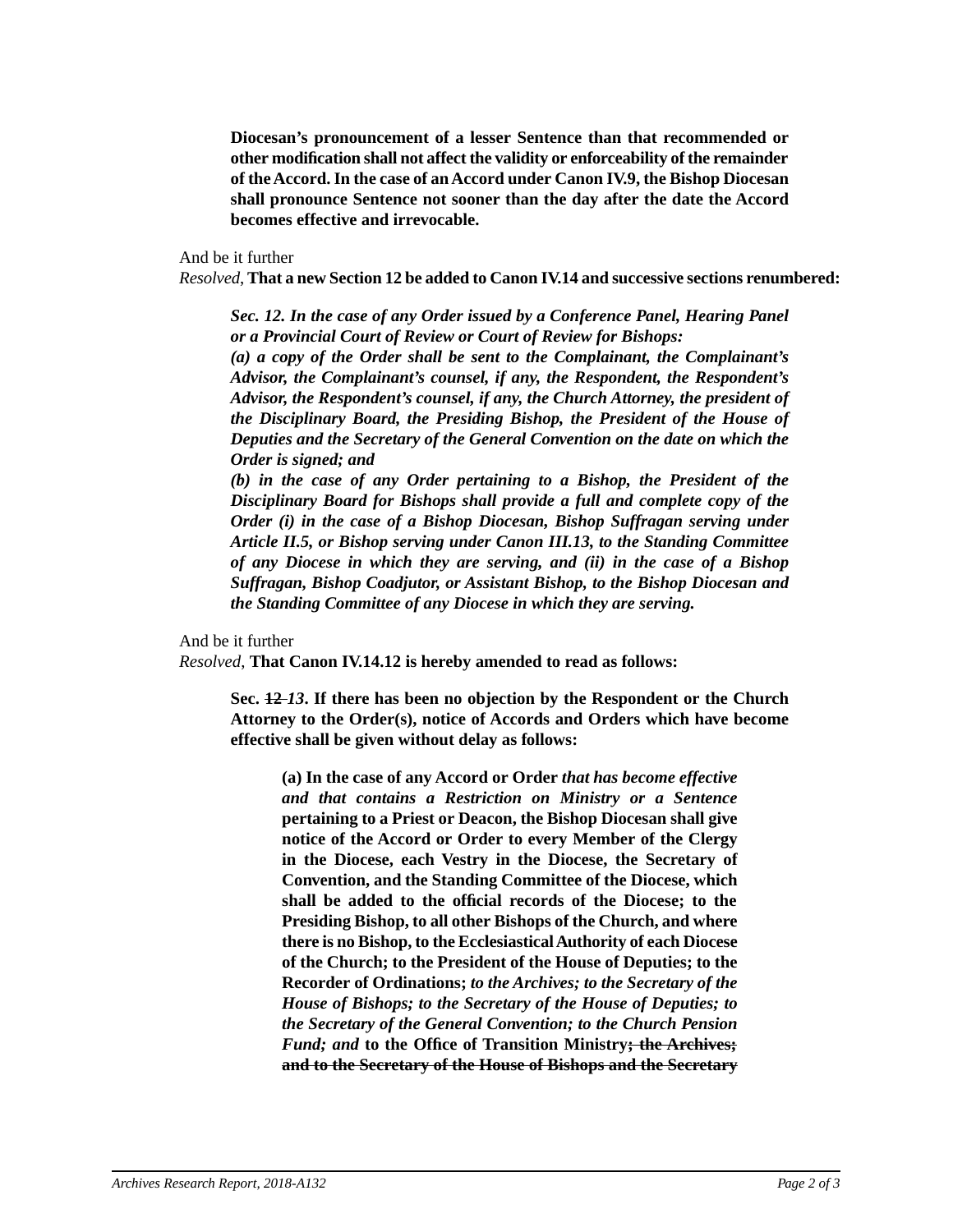**Diocesan's pronouncement of a lesser Sentence than that recommended or other modification shall not affect the validity or enforceability of the remainder of the Accord. In the case of an Accord under Canon IV.9, the Bishop Diocesan shall pronounce Sentence not sooner than the day after the date the Accord becomes effective and irrevocable.**

And be it further
*Resolved*, **That a new Section 12 be added to Canon IV.14 and successive sections renumbered:**

> ***Sec. 12. In the case of any Order issued by a Conference Panel, Hearing Panel or a Provincial Court of Review or Court of Review for Bishops:***
> ***(a) a copy of the Order shall be sent to the Complainant, the Complainant's Advisor, the Complainant's counsel, if any, the Respondent, the Respondent's Advisor, the Respondent's counsel, if any, the Church Attorney, the president of the Disciplinary Board, the Presiding Bishop, the President of the House of Deputies and the Secretary of the General Convention on the date on which the Order is signed; and***
> ***(b) in the case of any Order pertaining to a Bishop, the President of the Disciplinary Board for Bishops shall provide a full and complete copy of the Order (i) in the case of a Bishop Diocesan, Bishop Suffragan serving under Article II.5, or Bishop serving under Canon III.13, to the Standing Committee of any Diocese in which they are serving, and (ii) in the case of a Bishop Suffragan, Bishop Coadjutor, or Assistant Bishop, to the Bishop Diocesan and the Standing Committee of any Diocese in which they are serving.***

And be it further
*Resolved*, **That Canon IV.14.12 is hereby amended to read as follows:**

> **Sec. ~~12~~ *13*. If there has been no objection by the Respondent or the Church Attorney to the Order(s), notice of Accords and Orders which have become effective shall be given without delay as follows:**
>
> > **(a) In the case of any Accord or Order *that has become effective and that contains a Restriction on Ministry or a Sentence* pertaining to a Priest or Deacon, the Bishop Diocesan shall give notice of the Accord or Order to every Member of the Clergy in the Diocese, each Vestry in the Diocese, the Secretary of Convention, and the Standing Committee of the Diocese, which shall be added to the official records of the Diocese; to the Presiding Bishop, to all other Bishops of the Church, and where there is no Bishop, to the Ecclesiastical Authority of each Diocese of the Church; to the President of the House of Deputies; to the Recorder of Ordinations; *to the Archives; to the Secretary of the House of Bishops; to the Secretary of the House of Deputies; to the Secretary of the General Convention; to the Church Pension Fund; and* to the Office of Transition Ministry~~; the Archives; and to the Secretary of the House of Bishops and the Secretary~~**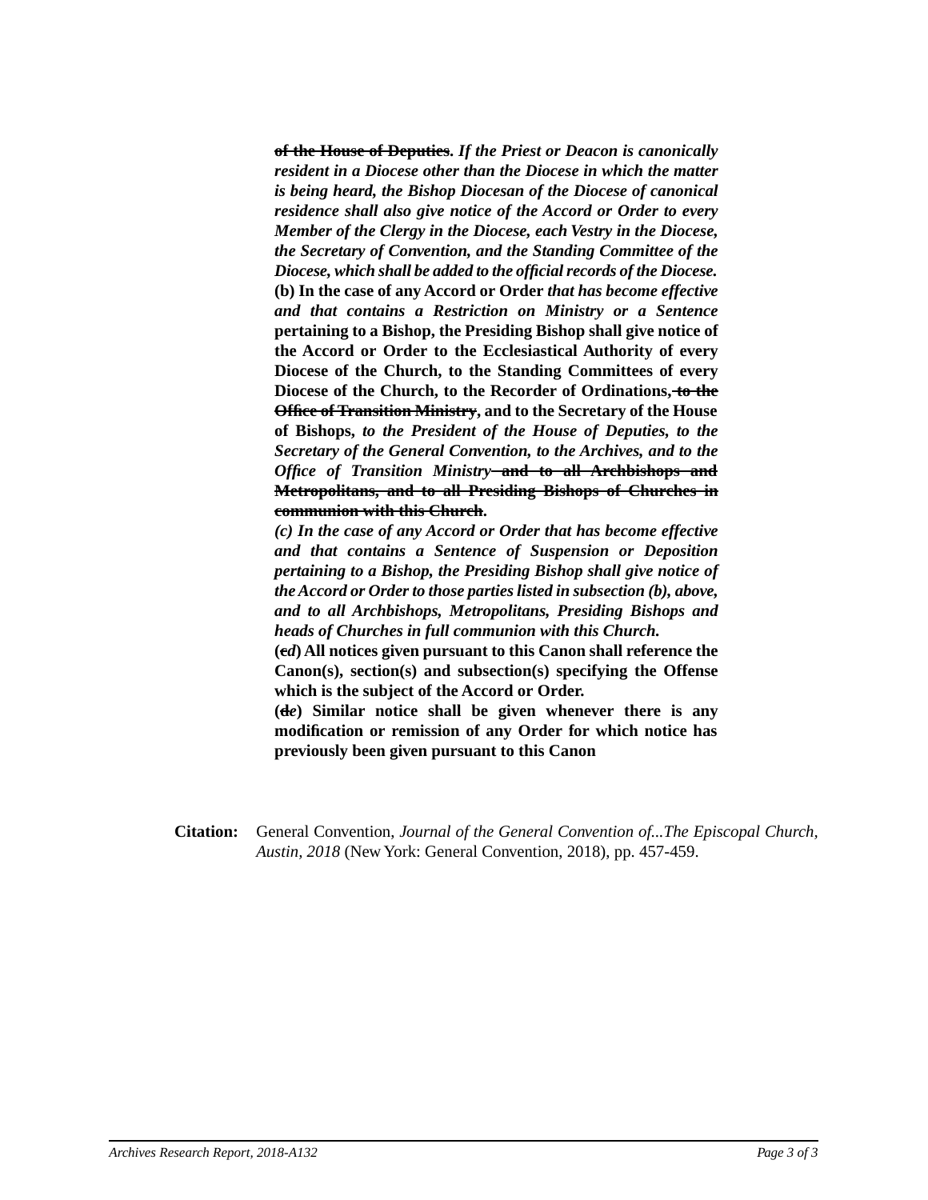~~**of the House of Deputies**~~**.** ***If the Priest or Deacon is canonically resident in a Diocese other than the Diocese in which the matter is being heard, the Bishop Diocesan of the Diocese of canonical residence shall also give notice of the Accord or Order to every Member of the Clergy in the Diocese, each Vestry in the Diocese, the Secretary of Convention, and the Standing Committee of the Diocese, which shall be added to the official records of the Diocese.***
**(b) In the case of any Accord or Order** ***that has become effective and that contains a Restriction on Ministry or a Sentence*** **pertaining to a Bishop, the Presiding Bishop shall give notice of the Accord or Order to the Ecclesiastical Authority of every Diocese of the Church, to the Standing Committees of every Diocese of the Church, to the Recorder of Ordinations,** ~~**to the Office of Transition Ministry**~~**, and to the Secretary of the House of Bishops,** ***to the President of the House of Deputies, to the Secretary of the General Convention, to the Archives, and to the Office of Transition Ministry*** ~~**and to all Archbishops and Metropolitans, and to all Presiding Bishops of Churches in communion with this Church**~~**.**

***(c) In the case of any Accord or Order that has become effective and that contains a Sentence of Suspension or Deposition pertaining to a Bishop, the Presiding Bishop shall give notice of the Accord or Order to those parties listed in subsection (b), above, and to all Archbishops, Metropolitans, Presiding Bishops and heads of Churches in full communion with this Church.***

**(**~~**c**~~***d*****) All notices given pursuant to this Canon shall reference the Canon(s), section(s) and subsection(s) specifying the Offense which is the subject of the Accord or Order.**

**(**~~**d**~~***e*****) Similar notice shall be given whenever there is any modification or remission of any Order for which notice has previously been given pursuant to this Canon**

**Citation:** General Convention, *Journal of the General Convention of...The Episcopal Church, Austin, 2018* (New York: General Convention, 2018), pp. 457-459.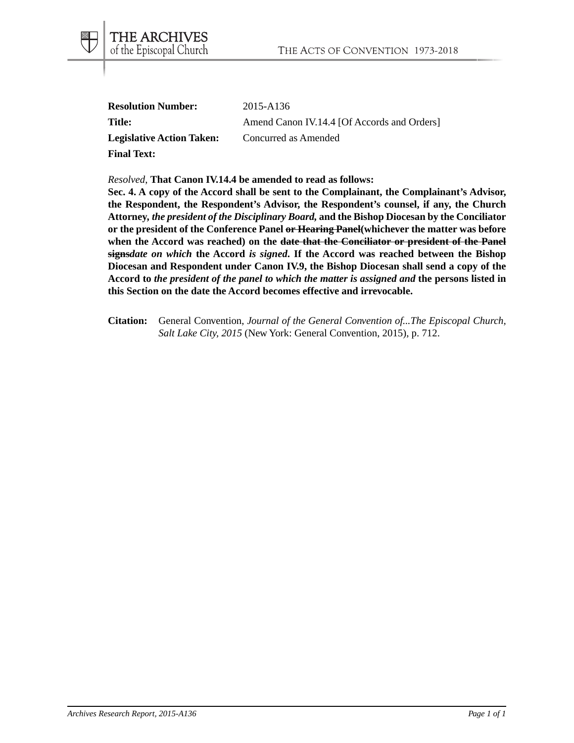| | |
|---|---|
| **Resolution Number:** | 2015-A136 |
| **Title:** | Amend Canon IV.14.4 [Of Accords and Orders] |
| **Legislative Action Taken:** | Concurred as Amended |
| **Final Text:** | |

*Resolved,* **That Canon IV.14.4 be amended to read as follows:**

**Sec. 4. A copy of the Accord shall be sent to the Complainant, the Complainant's Advisor, the Respondent, the Respondent's Advisor, the Respondent's counsel, if any, the Church Attorney, *the president of the Disciplinary Board,* and the Bishop Diocesan by the Conciliator or the president of the Conference Panel ~~or Hearing Panel~~(whichever the matter was before when the Accord was reached) on the ~~date that the Conciliator or president of the Panel signs~~*date on which* the Accord *is signed*. If the Accord was reached between the Bishop Diocesan and Respondent under Canon IV.9, the Bishop Diocesan shall send a copy of the Accord to *the president of the panel to which the matter is assigned and* the persons listed in this Section on the date the Accord becomes effective and irrevocable.**

**Citation:** General Convention, *Journal of the General Convention of...The Episcopal Church, Salt Lake City, 2015* (New York: General Convention, 2015), p. 712.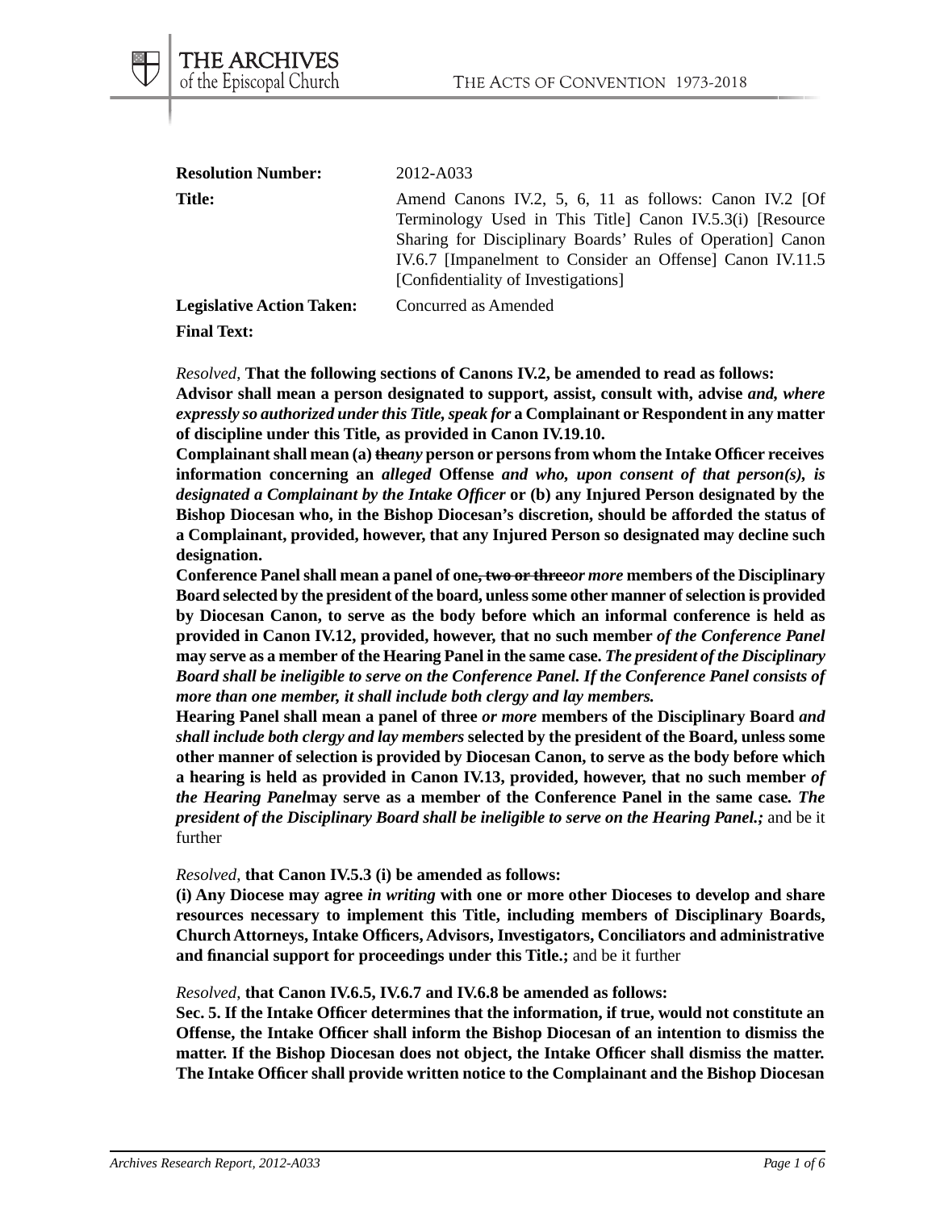**Resolution Number:** 2012-A033

**Title:** Amend Canons IV.2, 5, 6, 11 as follows: Canon IV.2 [Of Terminology Used in This Title] Canon IV.5.3(i) [Resource Sharing for Disciplinary Boards' Rules of Operation] Canon IV.6.7 [Impanelment to Consider an Offense] Canon IV.11.5 [Confidentiality of Investigations]

**Legislative Action Taken:** Concurred as Amended

**Final Text:**

*Resolved,* **That the following sections of Canons IV.2, be amended to read as follows:**
**Advisor shall mean a person designated to support, assist, consult with, advise *and, where expressly so authorized under this Title, speak for* a Complainant or Respondent in any matter of discipline under this Title, as provided in Canon IV.19.10.**
**Complainant shall mean (a) ~~the~~*any* person or persons from whom the Intake Officer receives information concerning an *alleged* Offense *and who, upon consent of that person(s), is designated a Complainant by the Intake Officer* or (b) any Injured Person designated by the Bishop Diocesan who, in the Bishop Diocesan's discretion, should be afforded the status of a Complainant, provided, however, that any Injured Person so designated may decline such designation.**
**Conference Panel shall mean a panel of one~~, two or three~~*or more* members of the Disciplinary Board selected by the president of the board, unless some other manner of selection is provided by Diocesan Canon, to serve as the body before which an informal conference is held as provided in Canon IV.12, provided, however, that no such member *of the Conference Panel* may serve as a member of the Hearing Panel in the same case. *The president of the Disciplinary Board shall be ineligible to serve on the Conference Panel. If the Conference Panel consists of more than one member, it shall include both clergy and lay members.***
**Hearing Panel shall mean a panel of three *or more* members of the Disciplinary Board *and shall include both clergy and lay members* selected by the president of the Board, unless some other manner of selection is provided by Diocesan Canon, to serve as the body before which a hearing is held as provided in Canon IV.13, provided, however, that no such member *of the Hearing Panel*may serve as a member of the Conference Panel in the same case. *The president of the Disciplinary Board shall be ineligible to serve on the Hearing Panel.;*** and be it further

*Resolved,* **that Canon IV.5.3 (i) be amended as follows:**
**(i) Any Diocese may agree *in writing* with one or more other Dioceses to develop and share resources necessary to implement this Title, including members of Disciplinary Boards, Church Attorneys, Intake Officers, Advisors, Investigators, Conciliators and administrative and financial support for proceedings under this Title.;** and be it further

*Resolved,* **that Canon IV.6.5, IV.6.7 and IV.6.8 be amended as follows:**
**Sec. 5. If the Intake Officer determines that the information, if true, would not constitute an Offense, the Intake Officer shall inform the Bishop Diocesan of an intention to dismiss the matter. If the Bishop Diocesan does not object, the Intake Officer shall dismiss the matter. The Intake Officer shall provide written notice to the Complainant and the Bishop Diocesan**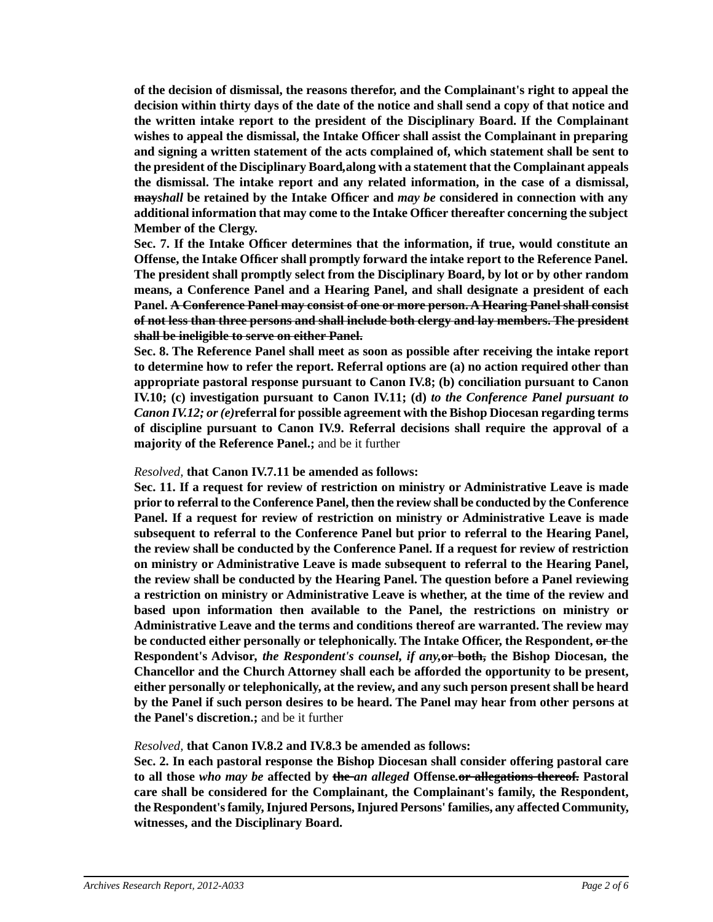**of the decision of dismissal, the reasons therefor, and the Complainant's right to appeal the decision within thirty days of the date of the notice and shall send a copy of that notice and the written intake report to the president of the Disciplinary Board. If the Complainant wishes to appeal the dismissal, the Intake Officer shall assist the Complainant in preparing and signing a written statement of the acts complained of, which statement shall be sent to the president of the Disciplinary Board, along with a statement that the Complainant appeals the dismissal. The intake report and any related information, in the case of a dismissal, ~~may~~*shall* be retained by the Intake Officer and *may be* considered in connection with any additional information that may come to the Intake Officer thereafter concerning the subject Member of the Clergy.**

**Sec. 7. If the Intake Officer determines that the information, if true, would constitute an Offense, the Intake Officer shall promptly forward the intake report to the Reference Panel. The president shall promptly select from the Disciplinary Board, by lot or by other random means, a Conference Panel and a Hearing Panel, and shall designate a president of each Panel. ~~A Conference Panel may consist of one or more person. A Hearing Panel shall consist of not less than three persons and shall include both clergy and lay members. The president shall be ineligible to serve on either Panel.~~**

**Sec. 8. The Reference Panel shall meet as soon as possible after receiving the intake report to determine how to refer the report. Referral options are (a) no action required other than appropriate pastoral response pursuant to Canon IV.8; (b) conciliation pursuant to Canon IV.10; (c) investigation pursuant to Canon IV.11; (d) *to the Conference Panel pursuant to Canon IV.12; or (e)*referral for possible agreement with the Bishop Diocesan regarding terms of discipline pursuant to Canon IV.9. Referral decisions shall require the approval of a majority of the Reference Panel.;** and be it further

*Resolved,* **that Canon IV.7.11 be amended as follows:**

**Sec. 11. If a request for review of restriction on ministry or Administrative Leave is made prior to referral to the Conference Panel, then the review shall be conducted by the Conference Panel. If a request for review of restriction on ministry or Administrative Leave is made subsequent to referral to the Conference Panel but prior to referral to the Hearing Panel, the review shall be conducted by the Conference Panel. If a request for review of restriction on ministry or Administrative Leave is made subsequent to referral to the Hearing Panel, the review shall be conducted by the Hearing Panel. The question before a Panel reviewing a restriction on ministry or Administrative Leave is whether, at the time of the review and based upon information then available to the Panel, the restrictions on ministry or Administrative Leave and the terms and conditions thereof are warranted. The review may be conducted either personally or telephonically. The Intake Officer, the Respondent, ~~or~~ the Respondent's Advisor, *the Respondent's counsel, if any,*~~or both,~~ the Bishop Diocesan, the Chancellor and the Church Attorney shall each be afforded the opportunity to be present, either personally or telephonically, at the review, and any such person present shall be heard by the Panel if such person desires to be heard. The Panel may hear from other persons at the Panel's discretion.;** and be it further

*Resolved,* **that Canon IV.8.2 and IV.8.3 be amended as follows:**

**Sec. 2. In each pastoral response the Bishop Diocesan shall consider offering pastoral care to all those *who may be* affected by ~~the~~ *an alleged* Offense.~~or allegations thereof.~~ Pastoral care shall be considered for the Complainant, the Complainant's family, the Respondent, the Respondent's family, Injured Persons, Injured Persons' families, any affected Community, witnesses, and the Disciplinary Board.**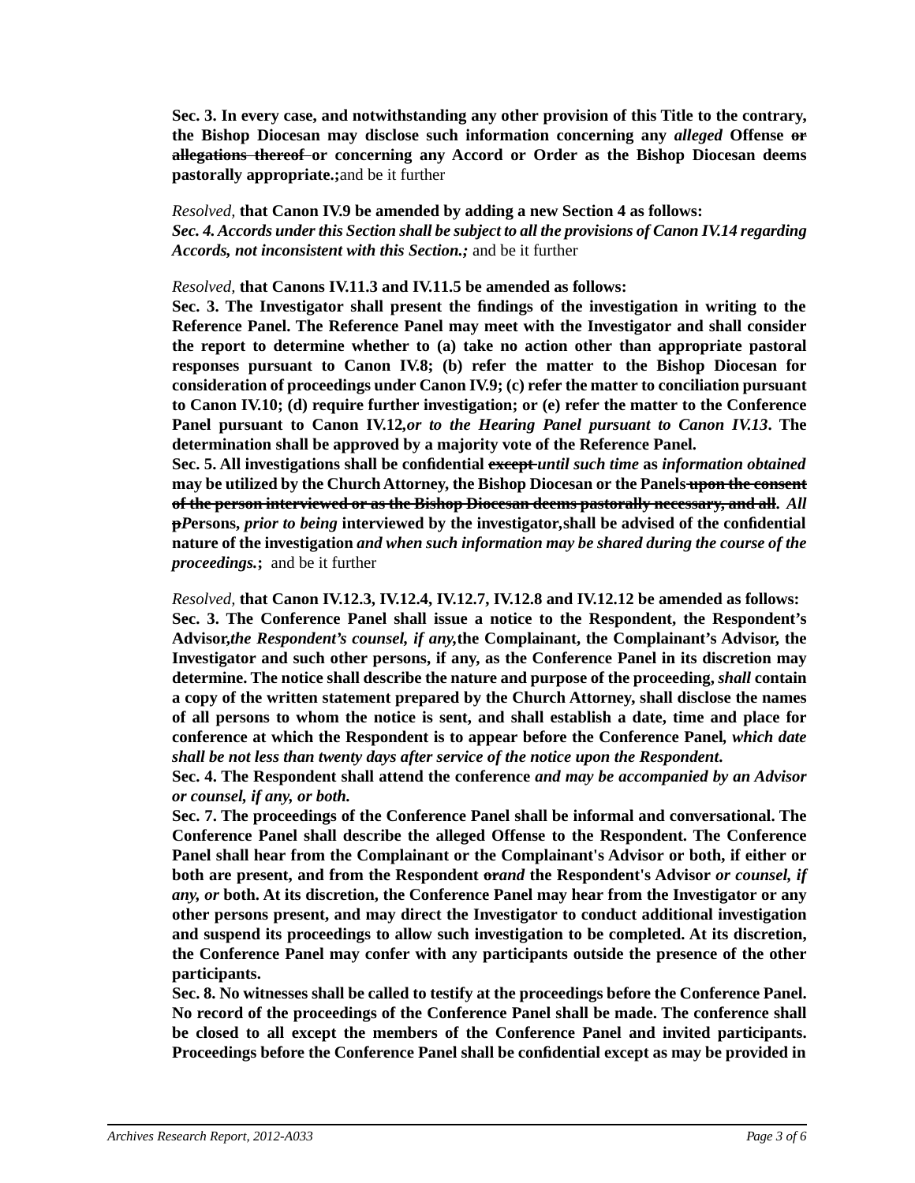**Sec. 3. In every case, and notwithstanding any other provision of this Title to the contrary, the Bishop Diocesan may disclose such information concerning any** ***alleged*** **Offense** **~~or allegations thereof~~** **or concerning any Accord or Order as the Bishop Diocesan deems pastorally appropriate.;**and be it further

*Resolved,* **that Canon IV.9 be amended by adding a new Section 4 as follows:**
***Sec. 4. Accords under this Section shall be subject to all the provisions of Canon IV.14 regarding Accords, not inconsistent with this Section.;*** and be it further

*Resolved,* **that Canons IV.11.3 and IV.11.5 be amended as follows:**
**Sec. 3. The Investigator shall present the findings of the investigation in writing to the Reference Panel. The Reference Panel may meet with the Investigator and shall consider the report to determine whether to (a) take no action other than appropriate pastoral responses pursuant to Canon IV.8; (b) refer the matter to the Bishop Diocesan for consideration of proceedings under Canon IV.9; (c) refer the matter to conciliation pursuant to Canon IV.10; (d) require further investigation; or (e) refer the matter to the Conference Panel pursuant to Canon IV.12,*****or to the Hearing Panel pursuant to Canon IV.13*****. The determination shall be approved by a majority vote of the Reference Panel.**
**Sec. 5. All investigations shall be confidential** **~~except~~** ***until such time*** **as** ***information obtained*** **may be utilized by the Church Attorney, the Bishop Diocesan or the Panels** **~~upon the consent of the person interviewed or as the Bishop Diocesan deems pastorally necessary, and all~~**. ***All*** **~~p~~*****P*****ersons,** ***prior to being*** **interviewed by the investigator,shall be advised of the confidential nature of the investigation** ***and when such information may be shared during the course of the proceedings.*****;** and be it further

*Resolved,* **that Canon IV.12.3, IV.12.4, IV.12.7, IV.12.8 and IV.12.12 be amended as follows:**
**Sec. 3. The Conference Panel shall issue a notice to the Respondent, the Respondent's Advisor,*****the Respondent's counsel, if any,*****the Complainant, the Complainant's Advisor, the Investigator and such other persons, if any, as the Conference Panel in its discretion may determine. The notice shall describe the nature and purpose of the proceeding,** ***shall*** **contain a copy of the written statement prepared by the Church Attorney, shall disclose the names of all persons to whom the notice is sent, and shall establish a date, time and place for conference at which the Respondent is to appear before the Conference Panel*****, which date shall be not less than twenty days after service of the notice upon the Respondent*****.**
**Sec. 4. The Respondent shall attend the conference** ***and may be accompanied by an Advisor or counsel, if any, or both.***
**Sec. 7. The proceedings of the Conference Panel shall be informal and conversational. The Conference Panel shall describe the alleged Offense to the Respondent. The Conference Panel shall hear from the Complainant or the Complainant's Advisor or both, if either or both are present, and from the Respondent** **~~or~~*****and*** **the Respondent's Advisor** ***or counsel, if any, or*** **both. At its discretion, the Conference Panel may hear from the Investigator or any other persons present, and may direct the Investigator to conduct additional investigation and suspend its proceedings to allow such investigation to be completed. At its discretion, the Conference Panel may confer with any participants outside the presence of the other participants.**
**Sec. 8. No witnesses shall be called to testify at the proceedings before the Conference Panel. No record of the proceedings of the Conference Panel shall be made. The conference shall be closed to all except the members of the Conference Panel and invited participants. Proceedings before the Conference Panel shall be confidential except as may be provided in**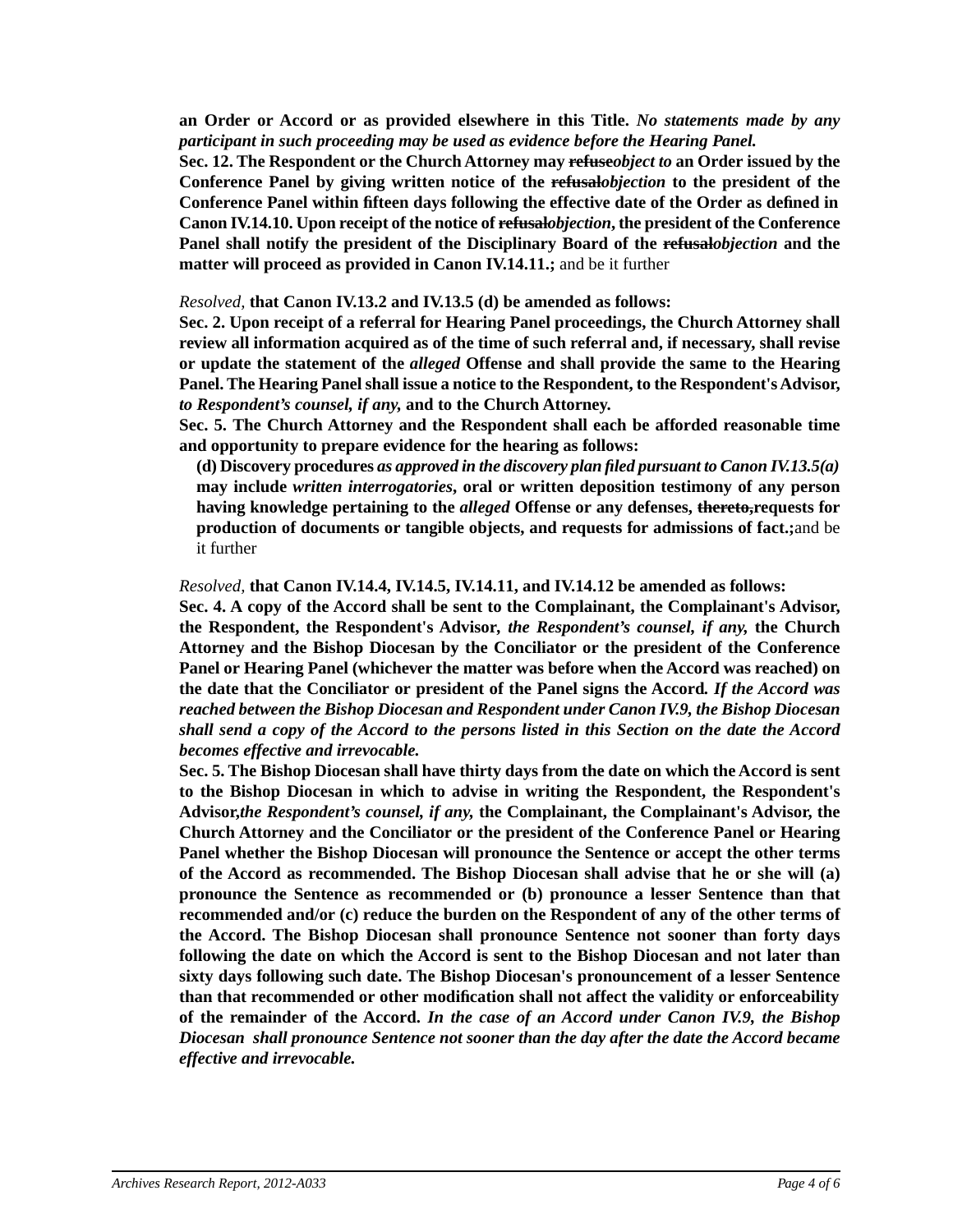**an Order or Accord or as provided elsewhere in this Title.** ***No statements made by any participant in such proceeding may be used as evidence before the Hearing Panel.***

**Sec. 12. The Respondent or the Church Attorney may ~~refuse~~*object to* an Order issued by the Conference Panel by giving written notice of the ~~refusal~~*objection* to the president of the Conference Panel within fifteen days following the effective date of the Order as defined in Canon IV.14.10. Upon receipt of the notice of ~~refusal~~*objection*, the president of the Conference Panel shall notify the president of the Disciplinary Board of the ~~refusal~~*objection* and the matter will proceed as provided in Canon IV.14.11.;** and be it further

*Resolved,* **that Canon IV.13.2 and IV.13.5 (d) be amended as follows:**

**Sec. 2. Upon receipt of a referral for Hearing Panel proceedings, the Church Attorney shall review all information acquired as of the time of such referral and, if necessary, shall revise or update the statement of the *alleged* Offense and shall provide the same to the Hearing Panel. The Hearing Panel shall issue a notice to the Respondent, to the Respondent's Advisor, *to Respondent's counsel, if any,* and to the Church Attorney.**

**Sec. 5. The Church Attorney and the Respondent shall each be afforded reasonable time and opportunity to prepare evidence for the hearing as follows:**

**(d) Discovery procedures *as approved in the discovery plan filed pursuant to Canon IV.13.5(a)* may include *written interrogatories*, oral or written deposition testimony of any person having knowledge pertaining to the *alleged* Offense or any defenses, ~~thereto,~~requests for production of documents or tangible objects, and requests for admissions of fact.;**and be it further

*Resolved,* **that Canon IV.14.4, IV.14.5, IV.14.11, and IV.14.12 be amended as follows:**

**Sec. 4. A copy of the Accord shall be sent to the Complainant, the Complainant's Advisor, the Respondent, the Respondent's Advisor, *the Respondent's counsel, if any,* the Church Attorney and the Bishop Diocesan by the Conciliator or the president of the Conference Panel or Hearing Panel (whichever the matter was before when the Accord was reached) on the date that the Conciliator or president of the Panel signs the Accord. *If the Accord was reached between the Bishop Diocesan and Respondent under Canon IV.9, the Bishop Diocesan shall send a copy of the Accord to the persons listed in this Section on the date the Accord becomes effective and irrevocable.***

**Sec. 5. The Bishop Diocesan shall have thirty days from the date on which the Accord is sent to the Bishop Diocesan in which to advise in writing the Respondent, the Respondent's Advisor,*the Respondent's counsel, if any,* the Complainant, the Complainant's Advisor, the Church Attorney and the Conciliator or the president of the Conference Panel or Hearing Panel whether the Bishop Diocesan will pronounce the Sentence or accept the other terms of the Accord as recommended. The Bishop Diocesan shall advise that he or she will (a) pronounce the Sentence as recommended or (b) pronounce a lesser Sentence than that recommended and/or (c) reduce the burden on the Respondent of any of the other terms of the Accord. The Bishop Diocesan shall pronounce Sentence not sooner than forty days following the date on which the Accord is sent to the Bishop Diocesan and not later than sixty days following such date. The Bishop Diocesan's pronouncement of a lesser Sentence than that recommended or other modification shall not affect the validity or enforceability of the remainder of the Accord. *In the case of an Accord under Canon IV.9, the Bishop Diocesan shall pronounce Sentence not sooner than the day after the date the Accord became effective and irrevocable.***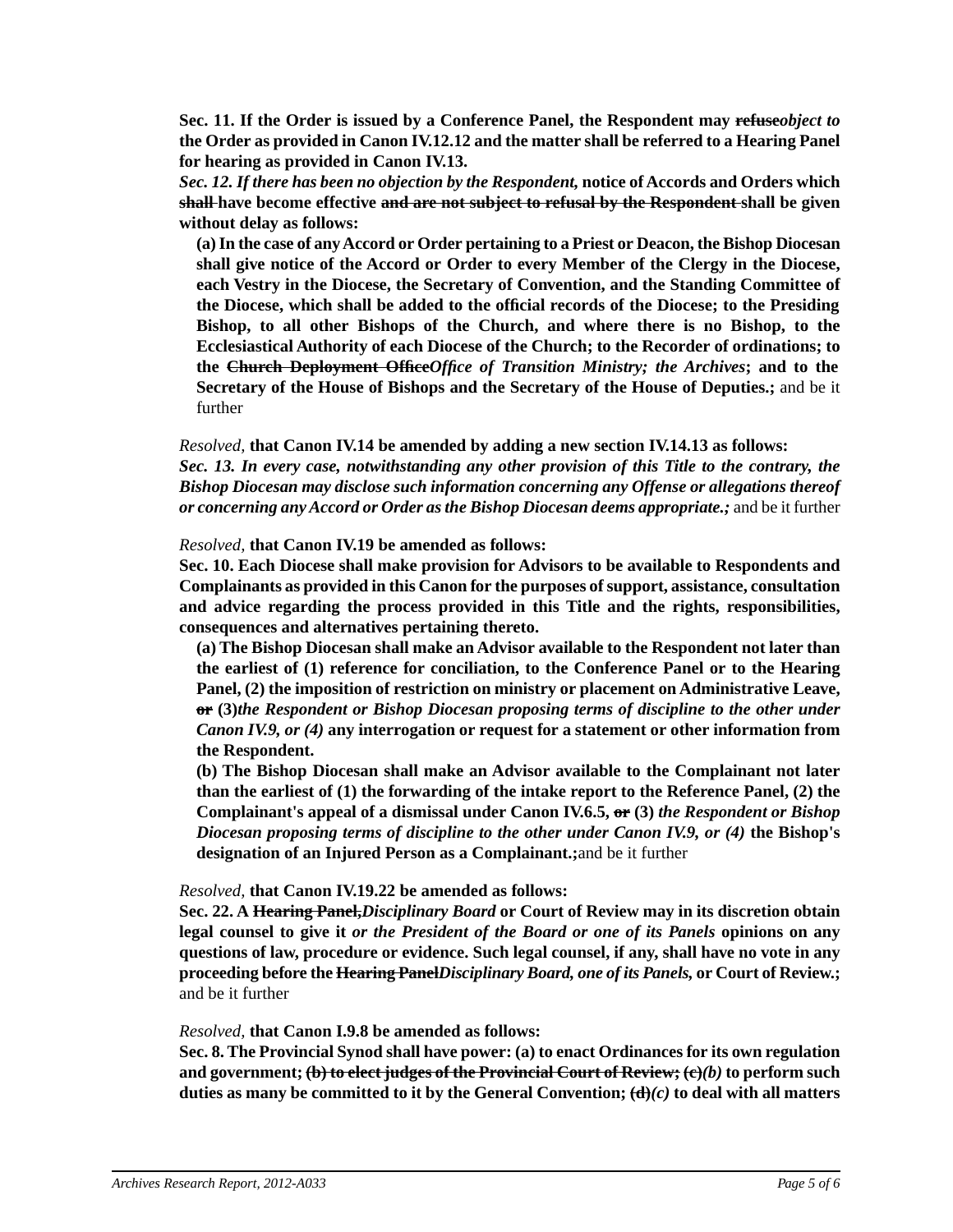**Sec. 11. If the Order is issued by a Conference Panel, the Respondent may ~~refuse~~*object to* the Order as provided in Canon IV.12.12 and the matter shall be referred to a Hearing Panel for hearing as provided in Canon IV.13.**

***Sec. 12. If there has been no objection by the Respondent,* notice of Accords and Orders which ~~shall~~ have become effective ~~and are not subject to refusal by the Respondent~~ shall be given without delay as follows:**

**(a) In the case of any Accord or Order pertaining to a Priest or Deacon, the Bishop Diocesan shall give notice of the Accord or Order to every Member of the Clergy in the Diocese, each Vestry in the Diocese, the Secretary of Convention, and the Standing Committee of the Diocese, which shall be added to the official records of the Diocese; to the Presiding Bishop, to all other Bishops of the Church, and where there is no Bishop, to the Ecclesiastical Authority of each Diocese of the Church; to the Recorder of ordinations; to the ~~Church Deployment Office~~*Office of Transition Ministry; the Archives*; and to the Secretary of the House of Bishops and the Secretary of the House of Deputies.;** and be it further

*Resolved,* **that Canon IV.14 be amended by adding a new section IV.14.13 as follows:**
***Sec. 13. In every case, notwithstanding any other provision of this Title to the contrary, the Bishop Diocesan may disclose such information concerning any Offense or allegations thereof or concerning any Accord or Order as the Bishop Diocesan deems appropriate.;*** and be it further

*Resolved,* **that Canon IV.19 be amended as follows:**
**Sec. 10. Each Diocese shall make provision for Advisors to be available to Respondents and Complainants as provided in this Canon for the purposes of support, assistance, consultation and advice regarding the process provided in this Title and the rights, responsibilities, consequences and alternatives pertaining thereto.**

**(a) The Bishop Diocesan shall make an Advisor available to the Respondent not later than the earliest of (1) reference for conciliation, to the Conference Panel or to the Hearing Panel, (2) the imposition of restriction on ministry or placement on Administrative Leave, ~~or~~ (3)*the Respondent or Bishop Diocesan proposing terms of discipline to the other under Canon IV.9, or (4)* any interrogation or request for a statement or other information from the Respondent.**

**(b) The Bishop Diocesan shall make an Advisor available to the Complainant not later than the earliest of (1) the forwarding of the intake report to the Reference Panel, (2) the Complainant's appeal of a dismissal under Canon IV.6.5, ~~or~~ (3) *the Respondent or Bishop Diocesan proposing terms of discipline to the other under Canon IV.9, or (4)* the Bishop's designation of an Injured Person as a Complainant.;**and be it further

*Resolved,* **that Canon IV.19.22 be amended as follows:**
**Sec. 22. A ~~Hearing Panel,~~*Disciplinary Board* or Court of Review may in its discretion obtain legal counsel to give it *or the President of the Board or one of its Panels* opinions on any questions of law, procedure or evidence. Such legal counsel, if any, shall have no vote in any proceeding before the ~~Hearing Panel~~*Disciplinary Board, one of its Panels,* or Court of Review.;** and be it further

*Resolved,* **that Canon I.9.8 be amended as follows:**
**Sec. 8. The Provincial Synod shall have power: (a) to enact Ordinances for its own regulation and government; ~~(b) to elect judges of the Provincial Court of Review;~~ ~~(c)~~*(b)* to perform such duties as many be committed to it by the General Convention; ~~(d)~~*(c)* to deal with all matters**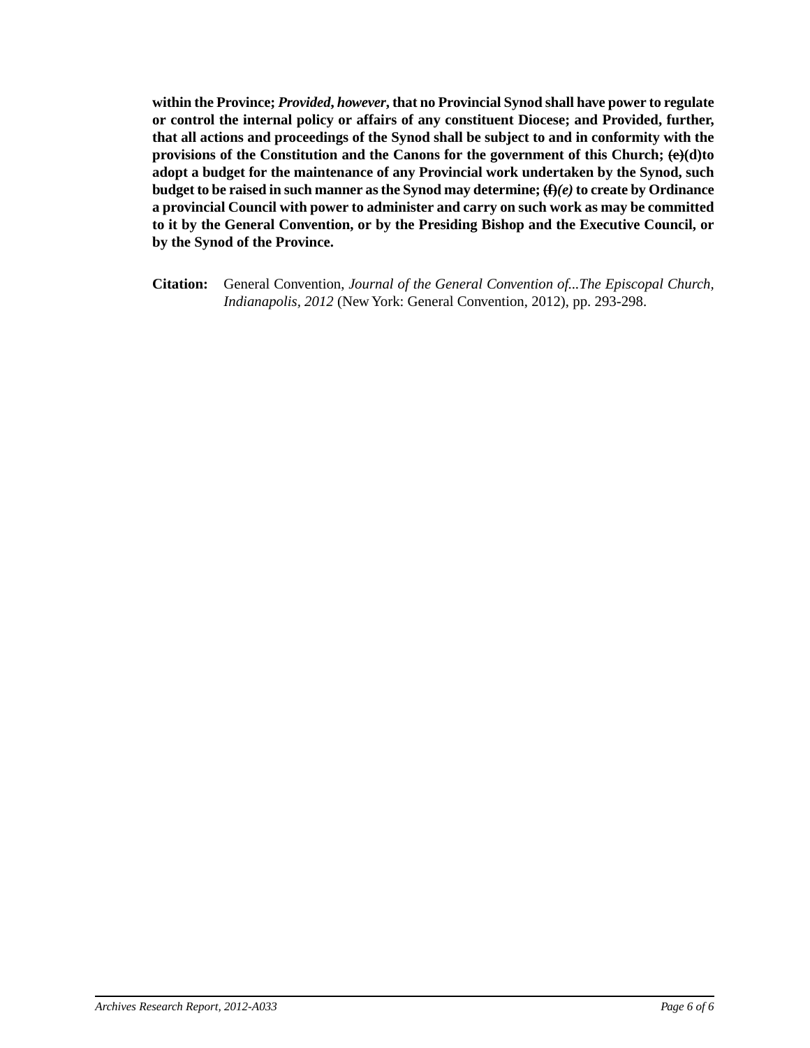**within the Province; *Provided, however*, that no Provincial Synod shall have power to regulate or control the internal policy or affairs of any constituent Diocese; and Provided, further, that all actions and proceedings of the Synod shall be subject to and in conformity with the provisions of the Constitution and the Canons for the government of this Church; ~~(e)~~(d)to adopt a budget for the maintenance of any Provincial work undertaken by the Synod, such budget to be raised in such manner as the Synod may determine; ~~(f)~~*(e)* to create by Ordinance a provincial Council with power to administer and carry on such work as may be committed to it by the General Convention, or by the Presiding Bishop and the Executive Council, or by the Synod of the Province.**

**Citation:** General Convention, *Journal of the General Convention of...The Episcopal Church, Indianapolis, 2012* (New York: General Convention, 2012), pp. 293-298.